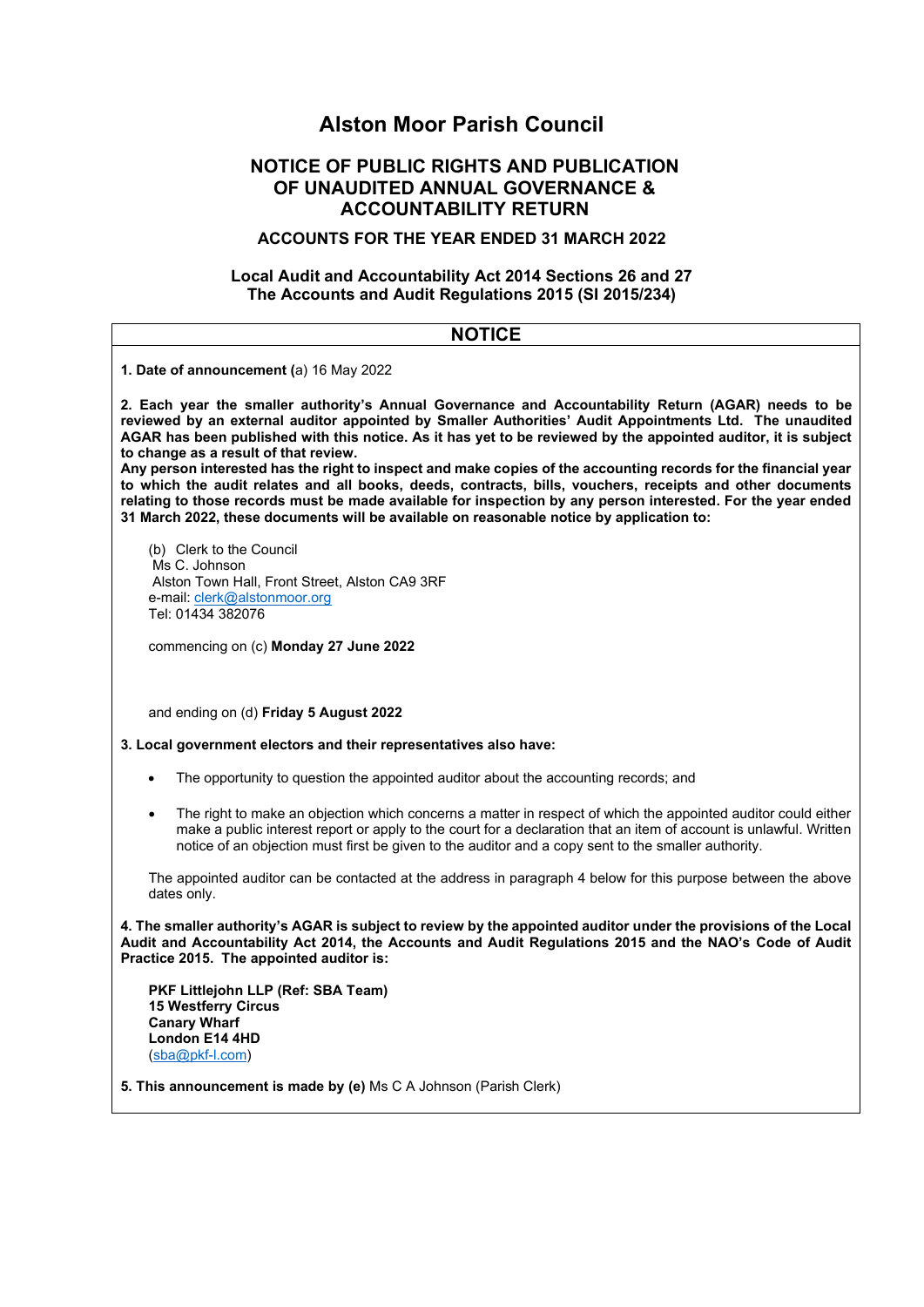# Alston Moor Parish Council

## NOTICE OF PUBLIC RIGHTS AND PUBLICATION OF UNAUDITED ANNUAL GOVERNANCE & ACCOUNTABILITY RETURN

### ACCOUNTS FOR THE YEAR ENDED 31 MARCH 2022

**Local Audit and Accountability Act 2014 Sections 26 and 27**
**The Accounts and Audit Regulations 2015 (SI 2015/234)**

## NOTICE

**1. Date of announcement (**a) 16 May 2022

**2. Each year the smaller authority's Annual Governance and Accountability Return (AGAR) needs to be reviewed by an external auditor appointed by Smaller Authorities' Audit Appointments Ltd. The unaudited AGAR has been published with this notice. As it has yet to be reviewed by the appointed auditor, it is subject to change as a result of that review.**
**Any person interested has the right to inspect and make copies of the accounting records for the financial year to which the audit relates and all books, deeds, contracts, bills, vouchers, receipts and other documents relating to those records must be made available for inspection by any person interested. For the year ended 31 March 2022, these documents will be available on reasonable notice by application to:**

(b) Clerk to the Council
Ms C. Johnson
Alston Town Hall, Front Street, Alston CA9 3RF
e-mail: clerk@alstonmoor.org
Tel: 01434 382076

commencing on (c) **Monday 27 June 2022**

and ending on (d) **Friday 5 August 2022**

**3. Local government electors and their representatives also have:**

- The opportunity to question the appointed auditor about the accounting records; and
- The right to make an objection which concerns a matter in respect of which the appointed auditor could either make a public interest report or apply to the court for a declaration that an item of account is unlawful. Written notice of an objection must first be given to the auditor and a copy sent to the smaller authority.

The appointed auditor can be contacted at the address in paragraph 4 below for this purpose between the above dates only.

**4. The smaller authority's AGAR is subject to review by the appointed auditor under the provisions of the Local Audit and Accountability Act 2014, the Accounts and Audit Regulations 2015 and the NAO's Code of Audit Practice 2015. The appointed auditor is:**

**PKF Littlejohn LLP (Ref: SBA Team)**
**15 Westferry Circus**
**Canary Wharf**
**London E14 4HD**
(sba@pkf-l.com)

**5. This announcement is made by (e)** Ms C A Johnson (Parish Clerk)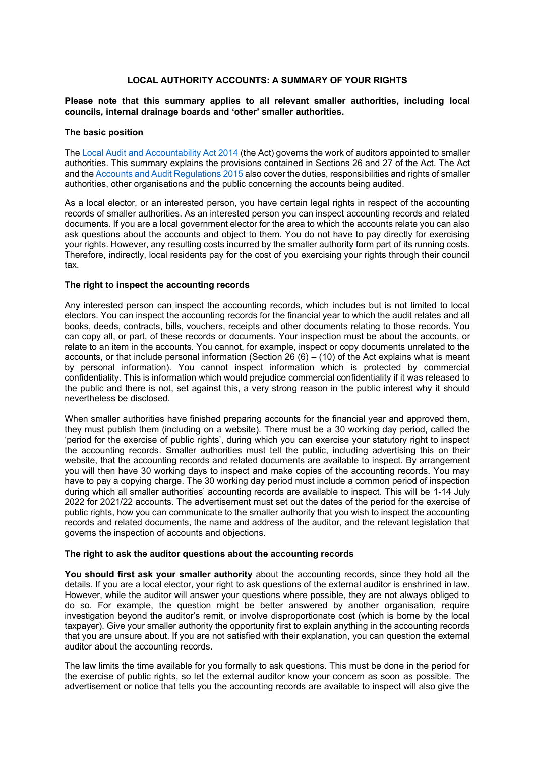**LOCAL AUTHORITY ACCOUNTS: A SUMMARY OF YOUR RIGHTS**

**Please note that this summary applies to all relevant smaller authorities, including local councils, internal drainage boards and 'other' smaller authorities.**

**The basic position**

The [Local Audit and Accountability Act 2014](#) (the Act) governs the work of auditors appointed to smaller authorities. This summary explains the provisions contained in Sections 26 and 27 of the Act. The Act and the [Accounts and Audit Regulations 2015](#) also cover the duties, responsibilities and rights of smaller authorities, other organisations and the public concerning the accounts being audited.

As a local elector, or an interested person, you have certain legal rights in respect of the accounting records of smaller authorities. As an interested person you can inspect accounting records and related documents. If you are a local government elector for the area to which the accounts relate you can also ask questions about the accounts and object to them. You do not have to pay directly for exercising your rights. However, any resulting costs incurred by the smaller authority form part of its running costs. Therefore, indirectly, local residents pay for the cost of you exercising your rights through their council tax.

**The right to inspect the accounting records**

Any interested person can inspect the accounting records, which includes but is not limited to local electors. You can inspect the accounting records for the financial year to which the audit relates and all books, deeds, contracts, bills, vouchers, receipts and other documents relating to those records. You can copy all, or part, of these records or documents. Your inspection must be about the accounts, or relate to an item in the accounts. You cannot, for example, inspect or copy documents unrelated to the accounts, or that include personal information (Section 26 (6) – (10) of the Act explains what is meant by personal information). You cannot inspect information which is protected by commercial confidentiality. This is information which would prejudice commercial confidentiality if it was released to the public and there is not, set against this, a very strong reason in the public interest why it should nevertheless be disclosed.

When smaller authorities have finished preparing accounts for the financial year and approved them, they must publish them (including on a website). There must be a 30 working day period, called the 'period for the exercise of public rights', during which you can exercise your statutory right to inspect the accounting records. Smaller authorities must tell the public, including advertising this on their website, that the accounting records and related documents are available to inspect. By arrangement you will then have 30 working days to inspect and make copies of the accounting records. You may have to pay a copying charge. The 30 working day period must include a common period of inspection during which all smaller authorities' accounting records are available to inspect. This will be 1-14 July 2022 for 2021/22 accounts. The advertisement must set out the dates of the period for the exercise of public rights, how you can communicate to the smaller authority that you wish to inspect the accounting records and related documents, the name and address of the auditor, and the relevant legislation that governs the inspection of accounts and objections.

**The right to ask the auditor questions about the accounting records**

**You should first ask your smaller authority** about the accounting records, since they hold all the details. If you are a local elector, your right to ask questions of the external auditor is enshrined in law. However, while the auditor will answer your questions where possible, they are not always obliged to do so. For example, the question might be better answered by another organisation, require investigation beyond the auditor's remit, or involve disproportionate cost (which is borne by the local taxpayer). Give your smaller authority the opportunity first to explain anything in the accounting records that you are unsure about. If you are not satisfied with their explanation, you can question the external auditor about the accounting records.

The law limits the time available for you formally to ask questions. This must be done in the period for the exercise of public rights, so let the external auditor know your concern as soon as possible. The advertisement or notice that tells you the accounting records are available to inspect will also give the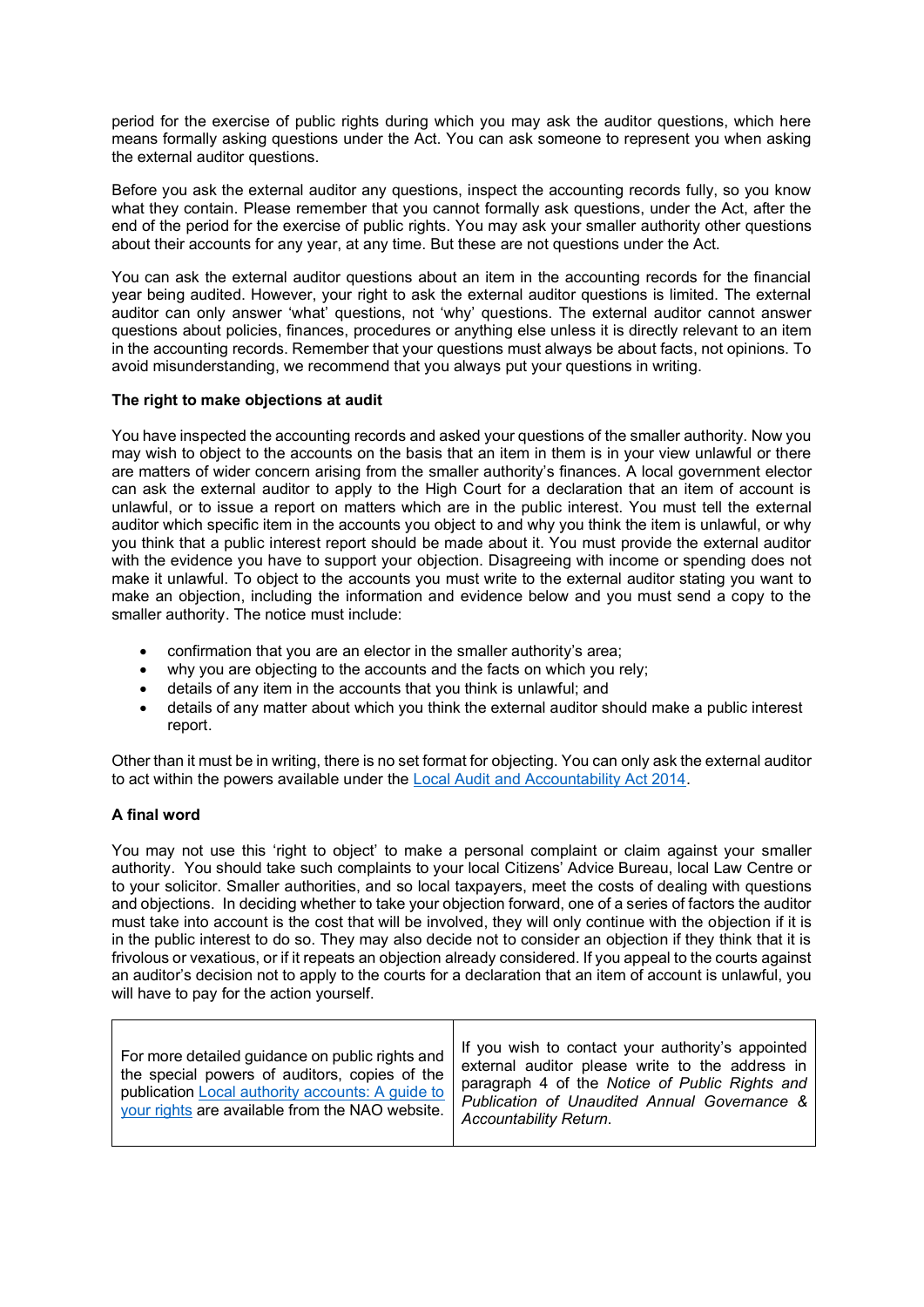period for the exercise of public rights during which you may ask the auditor questions, which here means formally asking questions under the Act. You can ask someone to represent you when asking the external auditor questions.

Before you ask the external auditor any questions, inspect the accounting records fully, so you know what they contain. Please remember that you cannot formally ask questions, under the Act, after the end of the period for the exercise of public rights. You may ask your smaller authority other questions about their accounts for any year, at any time. But these are not questions under the Act.

You can ask the external auditor questions about an item in the accounting records for the financial year being audited. However, your right to ask the external auditor questions is limited. The external auditor can only answer 'what' questions, not 'why' questions. The external auditor cannot answer questions about policies, finances, procedures or anything else unless it is directly relevant to an item in the accounting records. Remember that your questions must always be about facts, not opinions. To avoid misunderstanding, we recommend that you always put your questions in writing.

**The right to make objections at audit**

You have inspected the accounting records and asked your questions of the smaller authority. Now you may wish to object to the accounts on the basis that an item in them is in your view unlawful or there are matters of wider concern arising from the smaller authority's finances. A local government elector can ask the external auditor to apply to the High Court for a declaration that an item of account is unlawful, or to issue a report on matters which are in the public interest. You must tell the external auditor which specific item in the accounts you object to and why you think the item is unlawful, or why you think that a public interest report should be made about it. You must provide the external auditor with the evidence you have to support your objection. Disagreeing with income or spending does not make it unlawful. To object to the accounts you must write to the external auditor stating you want to make an objection, including the information and evidence below and you must send a copy to the smaller authority. The notice must include:

- confirmation that you are an elector in the smaller authority's area;
- why you are objecting to the accounts and the facts on which you rely;
- details of any item in the accounts that you think is unlawful; and
- details of any matter about which you think the external auditor should make a public interest report.

Other than it must be in writing, there is no set format for objecting. You can only ask the external auditor to act within the powers available under the [Local Audit and Accountability Act 2014](#).

**A final word**

You may not use this 'right to object' to make a personal complaint or claim against your smaller authority. You should take such complaints to your local Citizens' Advice Bureau, local Law Centre or to your solicitor. Smaller authorities, and so local taxpayers, meet the costs of dealing with questions and objections. In deciding whether to take your objection forward, one of a series of factors the auditor must take into account is the cost that will be involved, they will only continue with the objection if it is in the public interest to do so. They may also decide not to consider an objection if they think that it is frivolous or vexatious, or if it repeats an objection already considered. If you appeal to the courts against an auditor's decision not to apply to the courts for a declaration that an item of account is unlawful, you will have to pay for the action yourself.

| | |
|---|---|
| For more detailed guidance on public rights and the special powers of auditors, copies of the publication [Local authority accounts: A guide to your rights](#) are available from the NAO website. | If you wish to contact your authority's appointed external auditor please write to the address in paragraph 4 of the *Notice of Public Rights and Publication of Unaudited Annual Governance & Accountability Return*. |